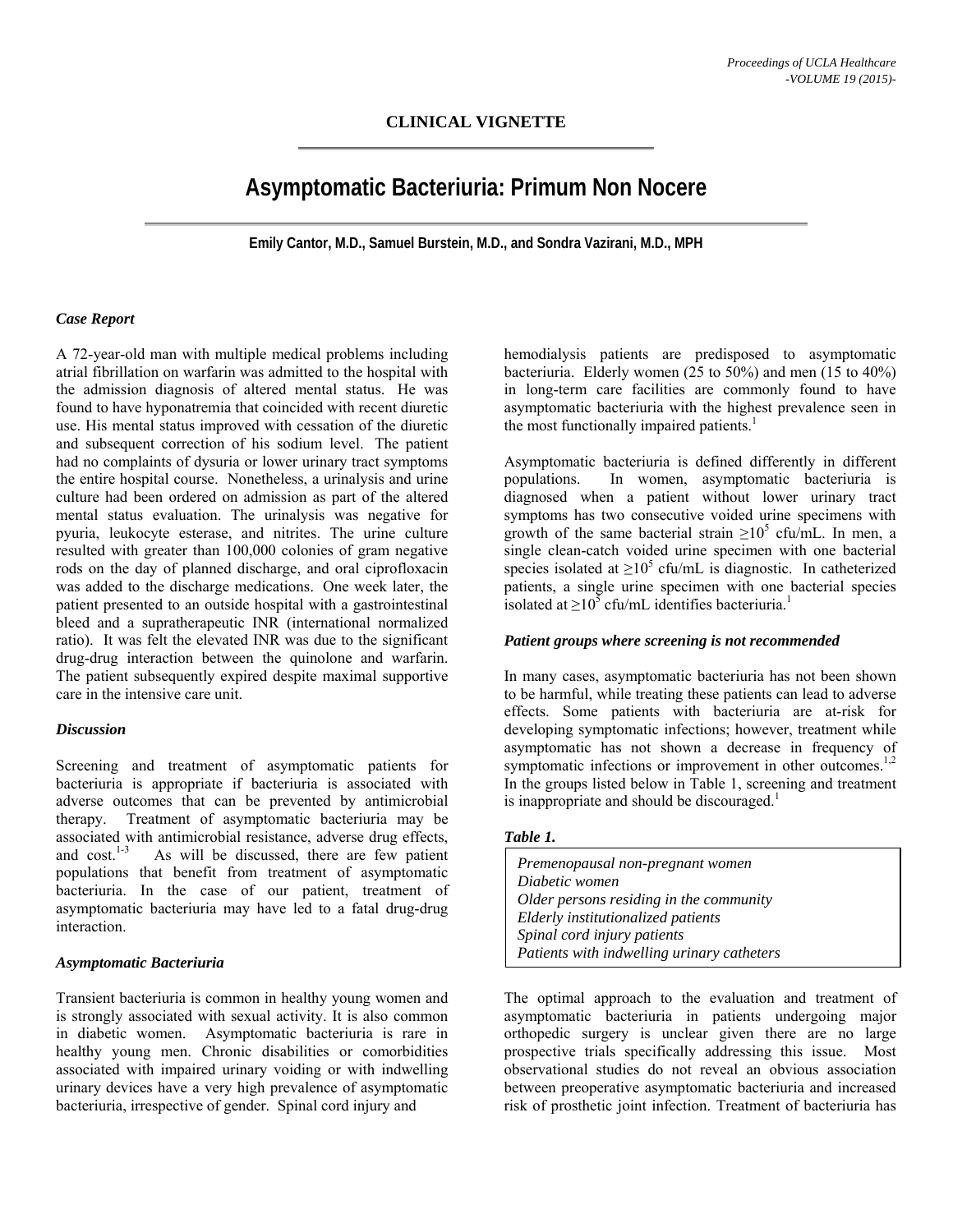## CLINICAL VIGNETTE

# Asymptomatic Bacteriuria: Primum Non Nocere

**Emily Cantor, M.D., Samuel Burstein, M.D., and Sondra Vazirani, M.D., MPH**

### *Case Report*

A 72-year-old man with multiple medical problems including atrial fibrillation on warfarin was admitted to the hospital with the admission diagnosis of altered mental status. He was found to have hyponatremia that coincided with recent diuretic use. His mental status improved with cessation of the diuretic and subsequent correction of his sodium level. The patient had no complaints of dysuria or lower urinary tract symptoms the entire hospital course. Nonetheless, a urinalysis and urine culture had been ordered on admission as part of the altered mental status evaluation. The urinalysis was negative for pyuria, leukocyte esterase, and nitrites. The urine culture resulted with greater than 100,000 colonies of gram negative rods on the day of planned discharge, and oral ciprofloxacin was added to the discharge medications. One week later, the patient presented to an outside hospital with a gastrointestinal bleed and a supratherapeutic INR (international normalized ratio). It was felt the elevated INR was due to the significant drug-drug interaction between the quinolone and warfarin. The patient subsequently expired despite maximal supportive care in the intensive care unit.

### *Discussion*

Screening and treatment of asymptomatic patients for bacteriuria is appropriate if bacteriuria is associated with adverse outcomes that can be prevented by antimicrobial therapy. Treatment of asymptomatic bacteriuria may be associated with antimicrobial resistance, adverse drug effects, and cost.[1-3] As will be discussed, there are few patient populations that benefit from treatment of asymptomatic bacteriuria. In the case of our patient, treatment of asymptomatic bacteriuria may have led to a fatal drug-drug interaction.

### *Asymptomatic Bacteriuria*

Transient bacteriuria is common in healthy young women and is strongly associated with sexual activity. It is also common in diabetic women. Asymptomatic bacteriuria is rare in healthy young men. Chronic disabilities or comorbidities associated with impaired urinary voiding or with indwelling urinary devices have a very high prevalence of asymptomatic bacteriuria, irrespective of gender. Spinal cord injury and hemodialysis patients are predisposed to asymptomatic bacteriuria. Elderly women (25 to 50%) and men (15 to 40%) in long-term care facilities are commonly found to have asymptomatic bacteriuria with the highest prevalence seen in the most functionally impaired patients.[1]

Asymptomatic bacteriuria is defined differently in different populations. In women, asymptomatic bacteriuria is diagnosed when a patient without lower urinary tract symptoms has two consecutive voided urine specimens with growth of the same bacterial strain $\geq 10^5$ cfu/mL. In men, a single clean-catch voided urine specimen with one bacterial species isolated at $\geq 10^5$ cfu/mL is diagnostic. In catheterized patients, a single urine specimen with one bacterial species isolated at $\geq 10^5$ cfu/mL identifies bacteriuria.[1]

### *Patient groups where screening is not recommended*

In many cases, asymptomatic bacteriuria has not been shown to be harmful, while treating these patients can lead to adverse effects. Some patients with bacteriuria are at-risk for developing symptomatic infections; however, treatment while asymptomatic has not shown a decrease in frequency of symptomatic infections or improvement in other outcomes.[1,2] In the groups listed below in Table 1, screening and treatment is inappropriate and should be discouraged.[1]

***Table 1.***

| *Premenopausal non-pregnant women* |
|---|
| *Diabetic women* |
| *Older persons residing in the community* |
| *Elderly institutionalized patients* |
| *Spinal cord injury patients* |
| *Patients with indwelling urinary catheters* |

The optimal approach to the evaluation and treatment of asymptomatic bacteriuria in patients undergoing major orthopedic surgery is unclear given there are no large prospective trials specifically addressing this issue. Most observational studies do not reveal an obvious association between preoperative asymptomatic bacteriuria and increased risk of prosthetic joint infection. Treatment of bacteriuria has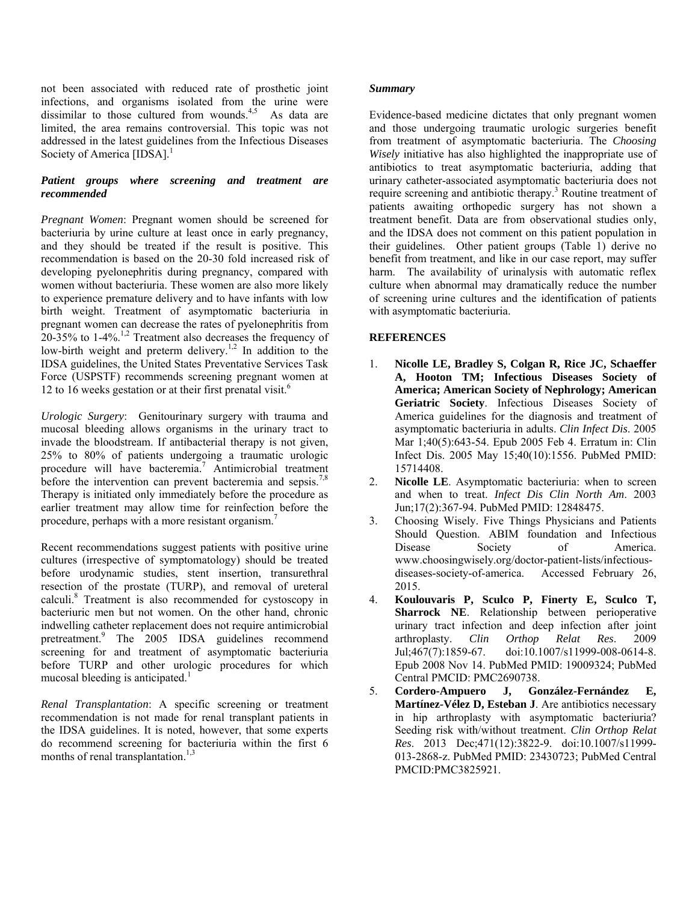not been associated with reduced rate of prosthetic joint infections, and organisms isolated from the urine were dissimilar to those cultured from wounds.[4,5] As data are limited, the area remains controversial. This topic was not addressed in the latest guidelines from the Infectious Diseases Society of America [IDSA].[1]

### *Patient groups where screening and treatment are recommended*

*Pregnant Women*: Pregnant women should be screened for bacteriuria by urine culture at least once in early pregnancy, and they should be treated if the result is positive. This recommendation is based on the 20-30 fold increased risk of developing pyelonephritis during pregnancy, compared with women without bacteriuria. These women are also more likely to experience premature delivery and to have infants with low birth weight. Treatment of asymptomatic bacteriuria in pregnant women can decrease the rates of pyelonephritis from 20-35% to 1-4%.[1,2] Treatment also decreases the frequency of low-birth weight and preterm delivery.[1,2] In addition to the IDSA guidelines, the United States Preventative Services Task Force (USPSTF) recommends screening pregnant women at 12 to 16 weeks gestation or at their first prenatal visit.[6]

*Urologic Surgery*: Genitourinary surgery with trauma and mucosal bleeding allows organisms in the urinary tract to invade the bloodstream. If antibacterial therapy is not given, 25% to 80% of patients undergoing a traumatic urologic procedure will have bacteremia.[7] Antimicrobial treatment before the intervention can prevent bacteremia and sepsis.[7,8] Therapy is initiated only immediately before the procedure as earlier treatment may allow time for reinfection before the procedure, perhaps with a more resistant organism.[7]

Recent recommendations suggest patients with positive urine cultures (irrespective of symptomatology) should be treated before urodynamic studies, stent insertion, transurethral resection of the prostate (TURP), and removal of ureteral calculi.[8] Treatment is also recommended for cystoscopy in bacteriuric men but not women. On the other hand, chronic indwelling catheter replacement does not require antimicrobial pretreatment.[9] The 2005 IDSA guidelines recommend screening for and treatment of asymptomatic bacteriuria before TURP and other urologic procedures for which mucosal bleeding is anticipated.[1]

*Renal Transplantation*: A specific screening or treatment recommendation is not made for renal transplant patients in the IDSA guidelines. It is noted, however, that some experts do recommend screening for bacteriuria within the first 6 months of renal transplantation.[1,3]

### *Summary*

Evidence-based medicine dictates that only pregnant women and those undergoing traumatic urologic surgeries benefit from treatment of asymptomatic bacteriuria. The *Choosing Wisely* initiative has also highlighted the inappropriate use of antibiotics to treat asymptomatic bacteriuria, adding that urinary catheter-associated asymptomatic bacteriuria does not require screening and antibiotic therapy.[3] Routine treatment of patients awaiting orthopedic surgery has not shown a treatment benefit. Data are from observational studies only, and the IDSA does not comment on this patient population in their guidelines. Other patient groups (Table 1) derive no benefit from treatment, and like in our case report, may suffer harm. The availability of urinalysis with automatic reflex culture when abnormal may dramatically reduce the number of screening urine cultures and the identification of patients with asymptomatic bacteriuria.

## REFERENCES

1. **Nicolle LE, Bradley S, Colgan R, Rice JC, Schaeffer A, Hooton TM; Infectious Diseases Society of America; American Society of Nephrology; American Geriatric Society**. Infectious Diseases Society of America guidelines for the diagnosis and treatment of asymptomatic bacteriuria in adults. *Clin Infect Dis*. 2005 Mar 1;40(5):643-54. Epub 2005 Feb 4. Erratum in: Clin Infect Dis. 2005 May 15;40(10):1556. PubMed PMID: 15714408.
2. **Nicolle LE**. Asymptomatic bacteriuria: when to screen and when to treat. *Infect Dis Clin North Am*. 2003 Jun;17(2):367-94. PubMed PMID: 12848475.
3. Choosing Wisely. Five Things Physicians and Patients Should Question. ABIM foundation and Infectious Disease Society of America. www.choosingwisely.org/doctor-patient-lists/infectious-diseases-society-of-america. Accessed February 26, 2015.
4. **Koulouvaris P, Sculco P, Finerty E, Sculco T, Sharrock NE**. Relationship between perioperative urinary tract infection and deep infection after joint arthroplasty. *Clin Orthop Relat Res*. 2009 Jul;467(7):1859-67. doi:10.1007/s11999-008-0614-8. Epub 2008 Nov 14. PubMed PMID: 19009324; PubMed Central PMCID: PMC2690738.
5. **Cordero-Ampuero J, González-Fernández E, Martínez-Vélez D, Esteban J**. Are antibiotics necessary in hip arthroplasty with asymptomatic bacteriuria? Seeding risk with/without treatment. *Clin Orthop Relat Res*. 2013 Dec;471(12):3822-9. doi:10.1007/s11999-013-2868-z. PubMed PMID: 23430723; PubMed Central PMCID:PMC3825921.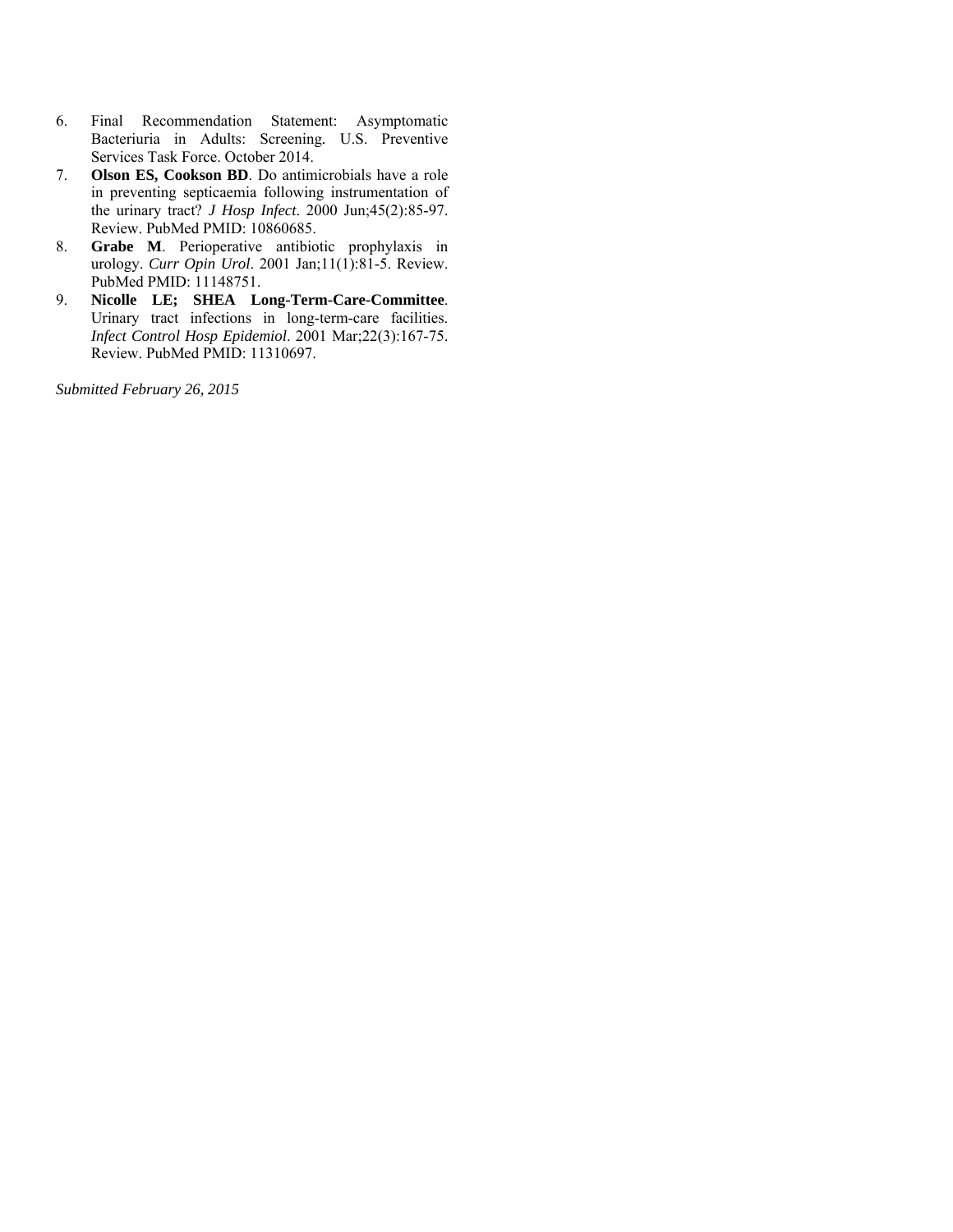6. Final Recommendation Statement: Asymptomatic Bacteriuria in Adults: Screening. U.S. Preventive Services Task Force. October 2014.
7. **Olson ES, Cookson BD**. Do antimicrobials have a role in preventing septicaemia following instrumentation of the urinary tract? *J Hosp Infect*. 2000 Jun;45(2):85-97. Review. PubMed PMID: 10860685.
8. **Grabe M**. Perioperative antibiotic prophylaxis in urology. *Curr Opin Urol*. 2001 Jan;11(1):81-5. Review. PubMed PMID: 11148751.
9. **Nicolle LE; SHEA Long-Term-Care-Committee**. Urinary tract infections in long-term-care facilities. *Infect Control Hosp Epidemiol*. 2001 Mar;22(3):167-75. Review. PubMed PMID: 11310697.

*Submitted February 26, 2015*